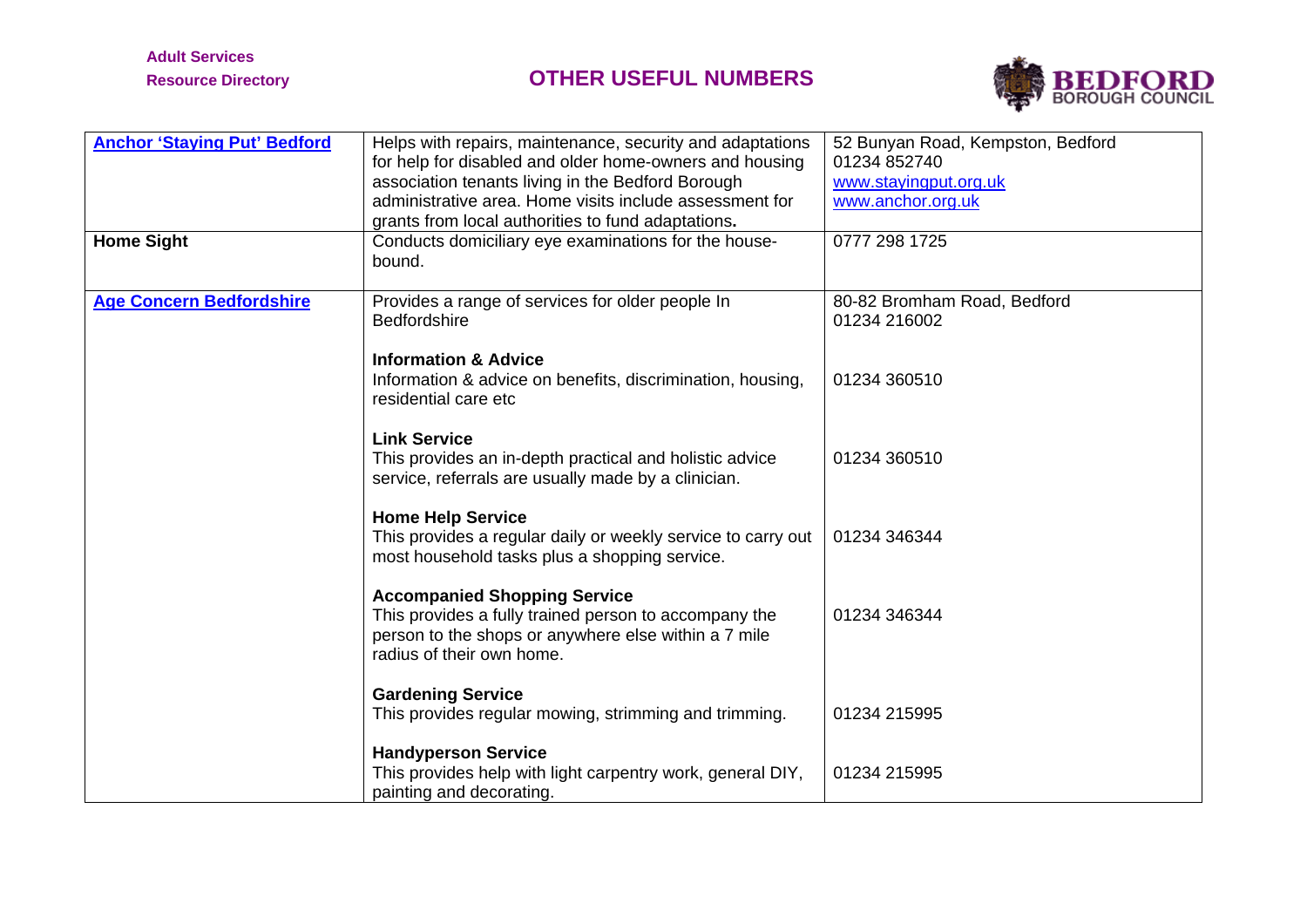# OTHER USEFUL NUMBERS

| | | |
|---|---|---|
| **Anchor 'Staying Put' Bedford** | Helps with repairs, maintenance, security and adaptations for help for disabled and older home-owners and housing association tenants living in the Bedford Borough administrative area. Home visits include assessment for grants from local authorities to fund adaptations**.** | 52 Bunyan Road, Kempston, Bedford<br>01234 852740<br>www.stayingput.org.uk<br>www.anchor.org.uk |
| **Home Sight** | Conducts domiciliary eye examinations for the house-bound. | 0777 298 1725 |
| **Age Concern Bedfordshire** | Provides a range of services for older people In Bedfordshire | 80-82 Bromham Road, Bedford<br>01234 216002 |
| | **Information & Advice**<br>Information & advice on benefits, discrimination, housing, residential care etc | 01234 360510 |
| | **Link Service**<br>This provides an in-depth practical and holistic advice service, referrals are usually made by a clinician. | 01234 360510 |
| | **Home Help Service**<br>This provides a regular daily or weekly service to carry out most household tasks plus a shopping service. | 01234 346344 |
| | **Accompanied Shopping Service**<br>This provides a fully trained person to accompany the person to the shops or anywhere else within a 7 mile radius of their own home. | 01234 346344 |
| | **Gardening Service**<br>This provides regular mowing, strimming and trimming. | 01234 215995 |
| | **Handyperson Service**<br>This provides help with light carpentry work, general DIY, painting and decorating. | 01234 215995 |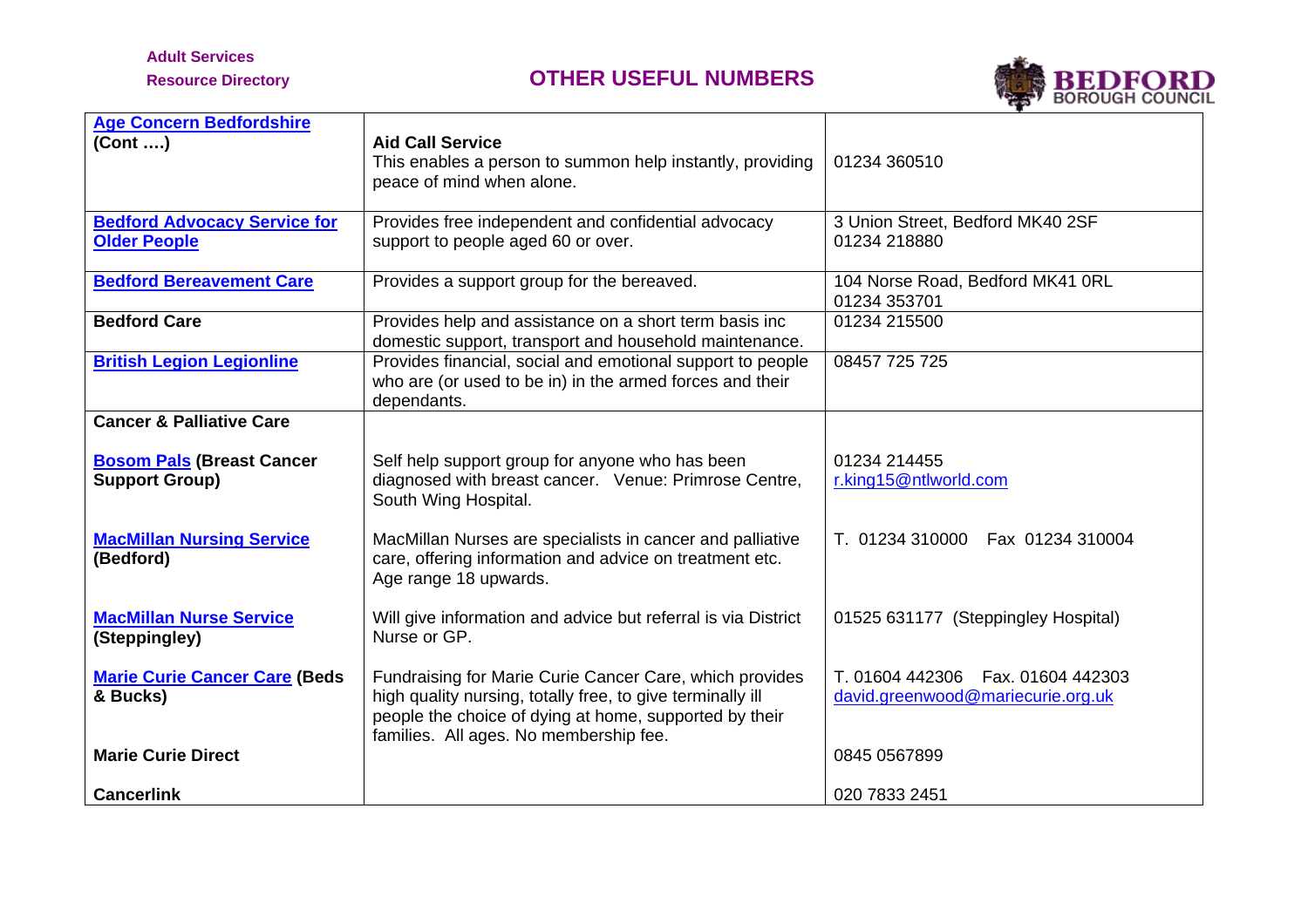**Adult Services**
**Resource Directory**

## OTHER USEFUL NUMBERS

| | | |
|---|---|---|
| **Age Concern Bedfordshire (Cont ….)** | **Aid Call Service** This enables a person to summon help instantly, providing peace of mind when alone. | 01234 360510 |
| **Bedford Advocacy Service for Older People** | Provides free independent and confidential advocacy support to people aged 60 or over. | 3 Union Street, Bedford MK40 2SF 01234 218880 |
| **Bedford Bereavement Care** | Provides a support group for the bereaved. | 104 Norse Road, Bedford MK41 0RL 01234 353701 |
| **Bedford Care** | Provides help and assistance on a short term basis inc domestic support, transport and household maintenance. | 01234 215500 |
| **British Legion Legionline** | Provides financial, social and emotional support to people who are (or used to be in) the armed forces and their dependants. | 08457 725 725 |
| **Cancer & Palliative Care** | | |
| **Bosom Pals (Breast Cancer Support Group)** | Self help support group for anyone who has been diagnosed with breast cancer. Venue: Primrose Centre, South Wing Hospital. | 01234 214455 r.king15@ntlworld.com |
| **MacMillan Nursing Service (Bedford)** | MacMillan Nurses are specialists in cancer and palliative care, offering information and advice on treatment etc. Age range 18 upwards. | T. 01234 310000 Fax 01234 310004 |
| **MacMillan Nurse Service (Steppingley)** | Will give information and advice but referral is via District Nurse or GP. | 01525 631177 (Steppingley Hospital) |
| **Marie Curie Cancer Care (Beds & Bucks)** | Fundraising for Marie Curie Cancer Care, which provides high quality nursing, totally free, to give terminally ill people the choice of dying at home, supported by their families. All ages. No membership fee. | T. 01604 442306 Fax. 01604 442303 david.greenwood@mariecurie.org.uk |
| **Marie Curie Direct** | | 0845 0567899 |
| **Cancerlink** | | 020 7833 2451 |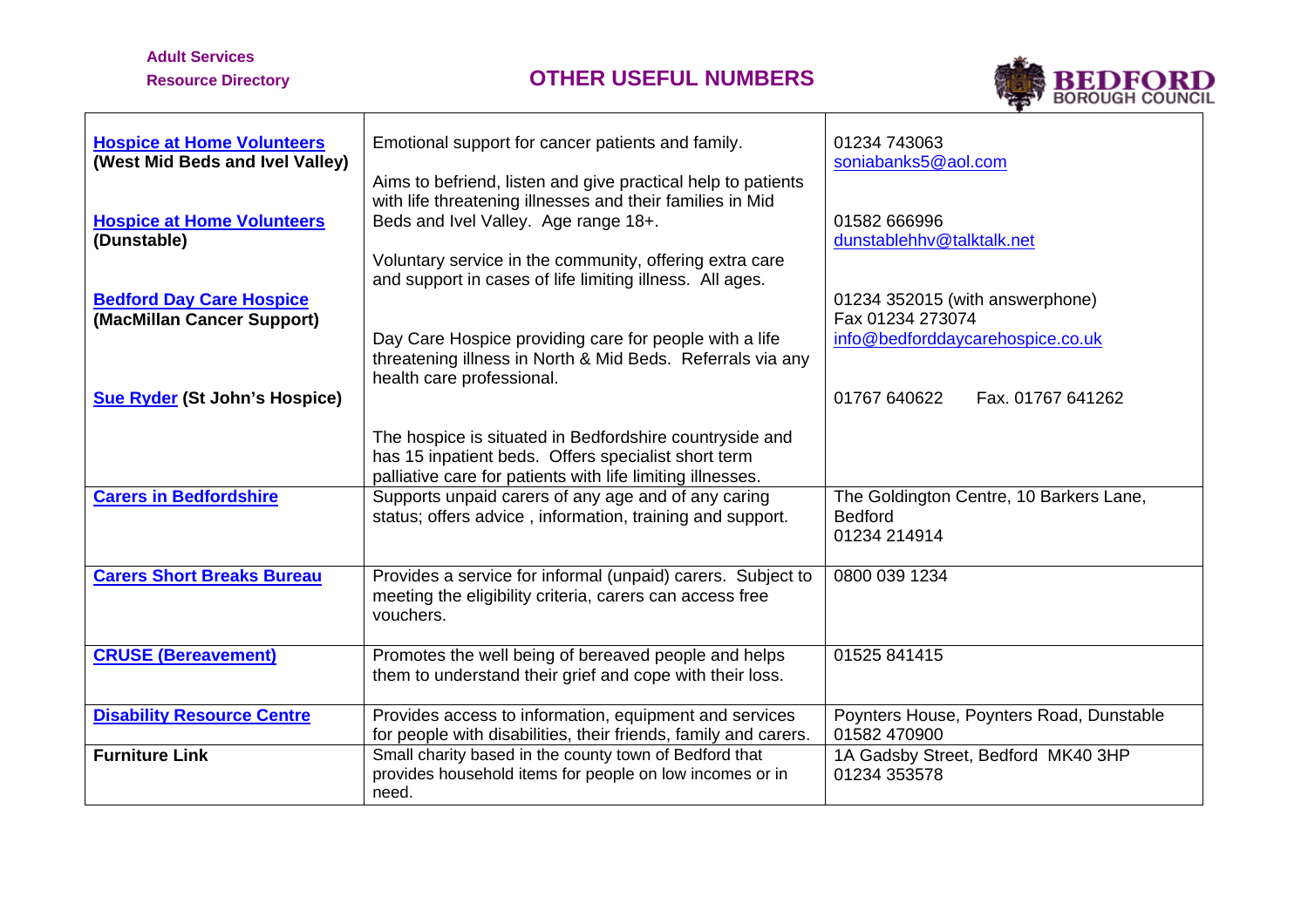## OTHER USEFUL NUMBERS

| | | |
|---|---|---|
| **Hospice at Home Volunteers (West Mid Beds and Ivel Valley)** | Emotional support for cancer patients and family. Aims to befriend, listen and give practical help to patients with life threatening illnesses and their families in Mid Beds and Ivel Valley. Age range 18+. | 01234 743063 soniabanks5@aol.com |
| **Hospice at Home Volunteers (Dunstable)** | Voluntary service in the community, offering extra care and support in cases of life limiting illness. All ages. | 01582 666996 dunstablehhv@talktalk.net |
| **Bedford Day Care Hospice (MacMillan Cancer Support)** | Day Care Hospice providing care for people with a life threatening illness in North & Mid Beds. Referrals via any health care professional. | 01234 352015 (with answerphone) Fax 01234 273074 info@bedforddaycarehospice.co.uk |
| **Sue Ryder (St John's Hospice)** | The hospice is situated in Bedfordshire countryside and has 15 inpatient beds. Offers specialist short term palliative care for patients with life limiting illnesses. | 01767 640622 Fax. 01767 641262 |
| **Carers in Bedfordshire** | Supports unpaid carers of any age and of any caring status; offers advice , information, training and support. | The Goldington Centre, 10 Barkers Lane, Bedford 01234 214914 |
| **Carers Short Breaks Bureau** | Provides a service for informal (unpaid) carers. Subject to meeting the eligibility criteria, carers can access free vouchers. | 0800 039 1234 |
| **CRUSE (Bereavement)** | Promotes the well being of bereaved people and helps them to understand their grief and cope with their loss. | 01525 841415 |
| **Disability Resource Centre** | Provides access to information, equipment and services for people with disabilities, their friends, family and carers. | Poynters House, Poynters Road, Dunstable 01582 470900 |
| **Furniture Link** | Small charity based in the county town of Bedford that provides household items for people on low incomes or in need. | 1A Gadsby Street, Bedford MK40 3HP 01234 353578 |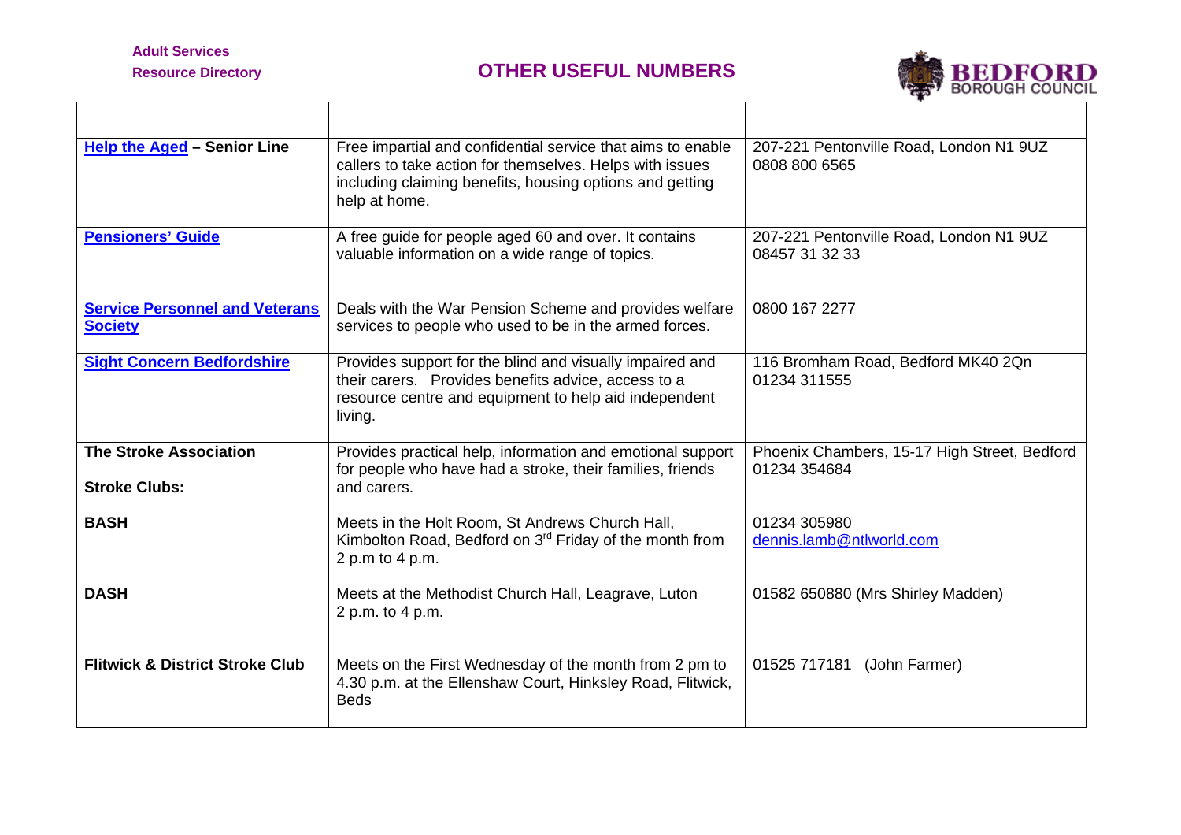# OTHER USEFUL NUMBERS

| | | |
|---|---|---|
| **Help the Aged – Senior Line** | Free impartial and confidential service that aims to enable callers to take action for themselves. Helps with issues including claiming benefits, housing options and getting help at home. | 207-221 Pentonville Road, London N1 9UZ<br>0808 800 6565 |
| **Pensioners' Guide** | A free guide for people aged 60 and over. It contains valuable information on a wide range of topics. | 207-221 Pentonville Road, London N1 9UZ<br>08457 31 32 33 |
| **Service Personnel and Veterans Society** | Deals with the War Pension Scheme and provides welfare services to people who used to be in the armed forces. | 0800 167 2277 |
| **Sight Concern Bedfordshire** | Provides support for the blind and visually impaired and their carers. Provides benefits advice, access to a resource centre and equipment to help aid independent living. | 116 Bromham Road, Bedford MK40 2Qn<br>01234 311555 |
| **The Stroke Association**<br><br>**Stroke Clubs:** | Provides practical help, information and emotional support for people who have had a stroke, their families, friends and carers. | Phoenix Chambers, 15-17 High Street, Bedford<br>01234 354684 |
| **BASH** | Meets in the Holt Room, St Andrews Church Hall, Kimbolton Road, Bedford on 3rd Friday of the month from 2 p.m to 4 p.m. | 01234 305980<br>dennis.lamb@ntlworld.com |
| **DASH** | Meets at the Methodist Church Hall, Leagrave, Luton 2 p.m. to 4 p.m. | 01582 650880 (Mrs Shirley Madden) |
| **Flitwick & District Stroke Club** | Meets on the First Wednesday of the month from 2 pm to 4.30 p.m. at the Ellenshaw Court, Hinksley Road, Flitwick, Beds | 01525 717181 (John Farmer) |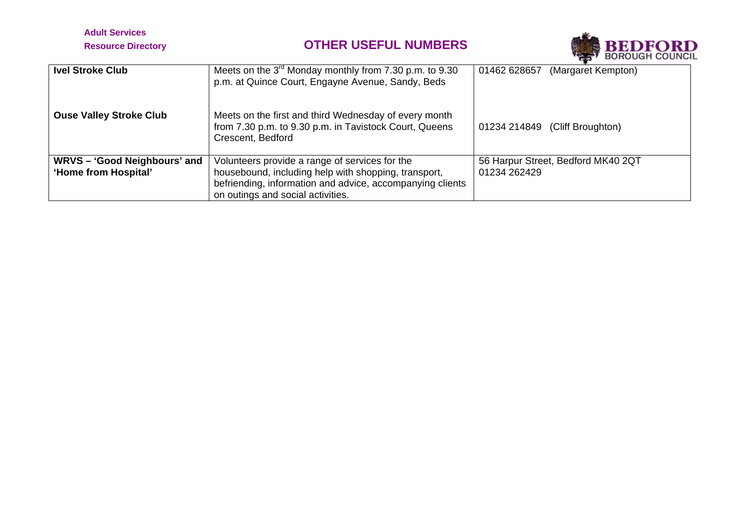| | | |
|---|---|---|
| **Ivel Stroke Club** | Meets on the 3rd Monday monthly from 7.30 p.m. to 9.30 p.m. at Quince Court, Engayne Avenue, Sandy, Beds | 01462 628657 (Margaret Kempton) |
| **Ouse Valley Stroke Club** | Meets on the first and third Wednesday of every month from 7.30 p.m. to 9.30 p.m. in Tavistock Court, Queens Crescent, Bedford | 01234 214849 (Cliff Broughton) |
| **WRVS – 'Good Neighbours' and 'Home from Hospital'** | Volunteers provide a range of services for the housebound, including help with shopping, transport, befriending, information and advice, accompanying clients on outings and social activities. | 56 Harpur Street, Bedford MK40 2QT<br>01234 262429 |